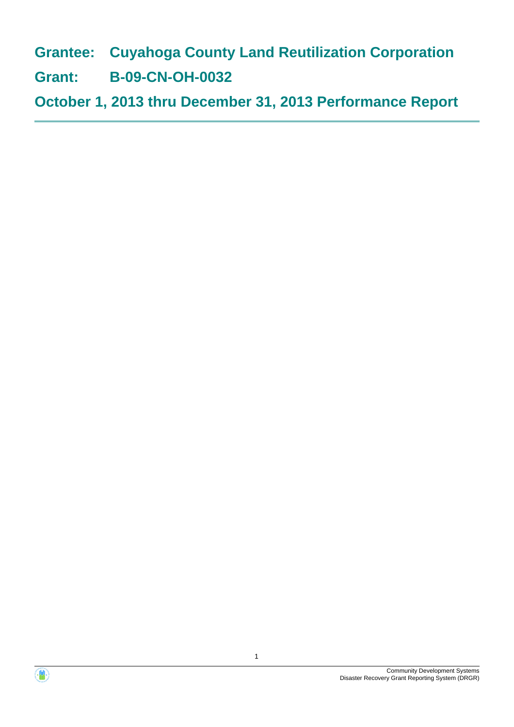# Grantee: Cuyahoga County Land Reutilization Corporation

# Grant: B-09-CN-OH-0032

# October 1, 2013 thru December 31, 2013 Performance Report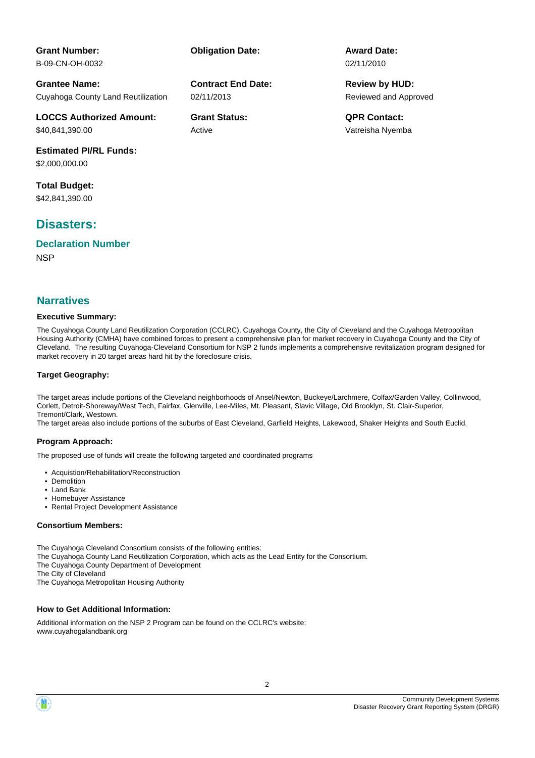**Grant Number:**
B-09-CN-OH-0032

**Obligation Date:**

**Award Date:**
02/11/2010

**Grantee Name:**
Cuyahoga County Land Reutilization

**Contract End Date:**
02/11/2013

**Review by HUD:**
Reviewed and Approved

**LOCCS Authorized Amount:**
$40,841,390.00

**Grant Status:**
Active

**QPR Contact:**
Vatreisha Nyemba

**Estimated PI/RL Funds:**
$2,000,000.00

**Total Budget:**
$42,841,390.00

## Disasters:

### Declaration Number

NSP

## Narratives

### Executive Summary:

The Cuyahoga County Land Reutilization Corporation (CCLRC), Cuyahoga County, the City of Cleveland and the Cuyahoga Metropolitan Housing Authority (CMHA) have combined forces to present a comprehensive plan for market recovery in Cuyahoga County and the City of Cleveland. The resulting Cuyahoga-Cleveland Consortium for NSP 2 funds implements a comprehensive revitalization program designed for market recovery in 20 target areas hard hit by the foreclosure crisis.

### Target Geography:

The target areas include portions of the Cleveland neighborhoods of Ansel/Newton, Buckeye/Larchmere, Colfax/Garden Valley, Collinwood, Corlett, Detroit-Shoreway/West Tech, Fairfax, Glenville, Lee-Miles, Mt. Pleasant, Slavic Village, Old Brooklyn, St. Clair-Superior, Tremont/Clark, Westown.
The target areas also include portions of the suburbs of East Cleveland, Garfield Heights, Lakewood, Shaker Heights and South Euclid.

### Program Approach:

The proposed use of funds will create the following targeted and coordinated programs

- Acquistion/Rehabilitation/Reconstruction
- Demolition
- Land Bank
- Homebuyer Assistance
- Rental Project Development Assistance

### Consortium Members:

The Cuyahoga Cleveland Consortium consists of the following entities:
The Cuyahoga County Land Reutilization Corporation, which acts as the Lead Entity for the Consortium.
The Cuyahoga County Department of Development
The City of Cleveland
The Cuyahoga Metropolitan Housing Authority

### How to Get Additional Information:

Additional information on the NSP 2 Program can be found on the CCLRC's website:
www.cuyahogalandbank.org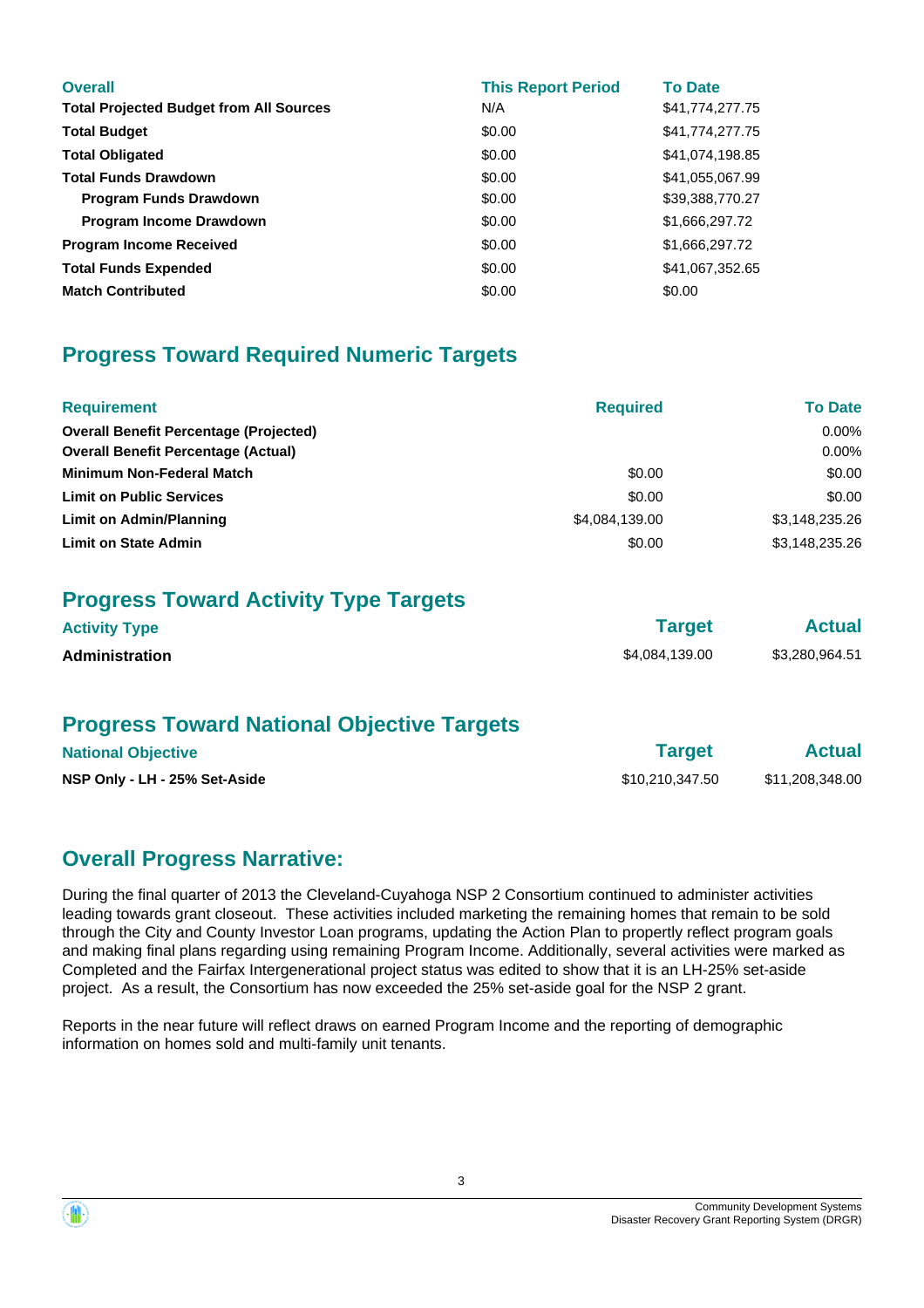| Overall | This Report Period | To Date |
| --- | --- | --- |
| **Total Projected Budget from All Sources** | N/A | $41,774,277.75 |
| **Total Budget** | $0.00 | $41,774,277.75 |
| **Total Obligated** | $0.00 | $41,074,198.85 |
| **Total Funds Drawdown** | $0.00 | $41,055,067.99 |
| **Program Funds Drawdown** | $0.00 | $39,388,770.27 |
| **Program Income Drawdown** | $0.00 | $1,666,297.72 |
| **Program Income Received** | $0.00 | $1,666,297.72 |
| **Total Funds Expended** | $0.00 | $41,067,352.65 |
| **Match Contributed** | $0.00 | $0.00 |

## Progress Toward Required Numeric Targets

| Requirement | Required | To Date |
| --- | --- | --- |
| **Overall Benefit Percentage (Projected)** | | 0.00% |
| **Overall Benefit Percentage (Actual)** | | 0.00% |
| **Minimum Non-Federal Match** | $0.00 | $0.00 |
| **Limit on Public Services** | $0.00 | $0.00 |
| **Limit on Admin/Planning** | $4,084,139.00 | $3,148,235.26 |
| **Limit on State Admin** | $0.00 | $3,148,235.26 |

## Progress Toward Activity Type Targets

| Activity Type | Target | Actual |
| --- | --- | --- |
| **Administration** | $4,084,139.00 | $3,280,964.51 |

## Progress Toward National Objective Targets

| National Objective | Target | Actual |
| --- | --- | --- |
| **NSP Only - LH - 25% Set-Aside** | $10,210,347.50 | $11,208,348.00 |

## Overall Progress Narrative:

During the final quarter of 2013 the Cleveland-Cuyahoga NSP 2 Consortium continued to administer activities leading towards grant closeout. These activities included marketing the remaining homes that remain to be sold through the City and County Investor Loan programs, updating the Action Plan to propertly reflect program goals and making final plans regarding using remaining Program Income. Additionally, several activities were marked as Completed and the Fairfax Intergenerational project status was edited to show that it is an LH-25% set-aside project. As a result, the Consortium has now exceeded the 25% set-aside goal for the NSP 2 grant.

Reports in the near future will reflect draws on earned Program Income and the reporting of demographic information on homes sold and multi-family unit tenants.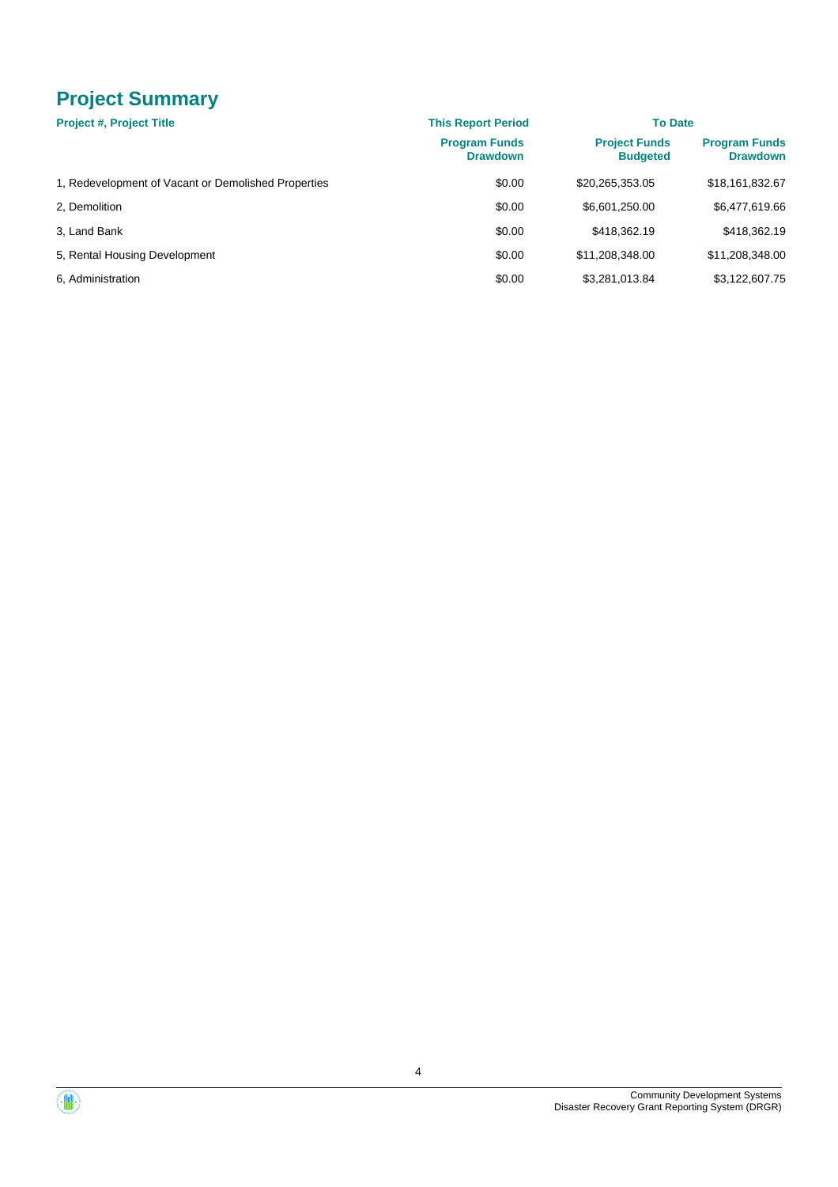## Project Summary

| Project #, Project Title | This Report Period | To Date | |
|---|---|---|---|
| | Program Funds Drawdown | Project Funds Budgeted | Program Funds Drawdown |
| 1, Redevelopment of Vacant or Demolished Properties | $0.00 | $20,265,353.05 | $18,161,832.67 |
| 2, Demolition | $0.00 | $6,601,250.00 | $6,477,619.66 |
| 3, Land Bank | $0.00 | $418,362.19 | $418,362.19 |
| 5, Rental Housing Development | $0.00 | $11,208,348.00 | $11,208,348.00 |
| 6, Administration | $0.00 | $3,281,013.84 | $3,122,607.75 |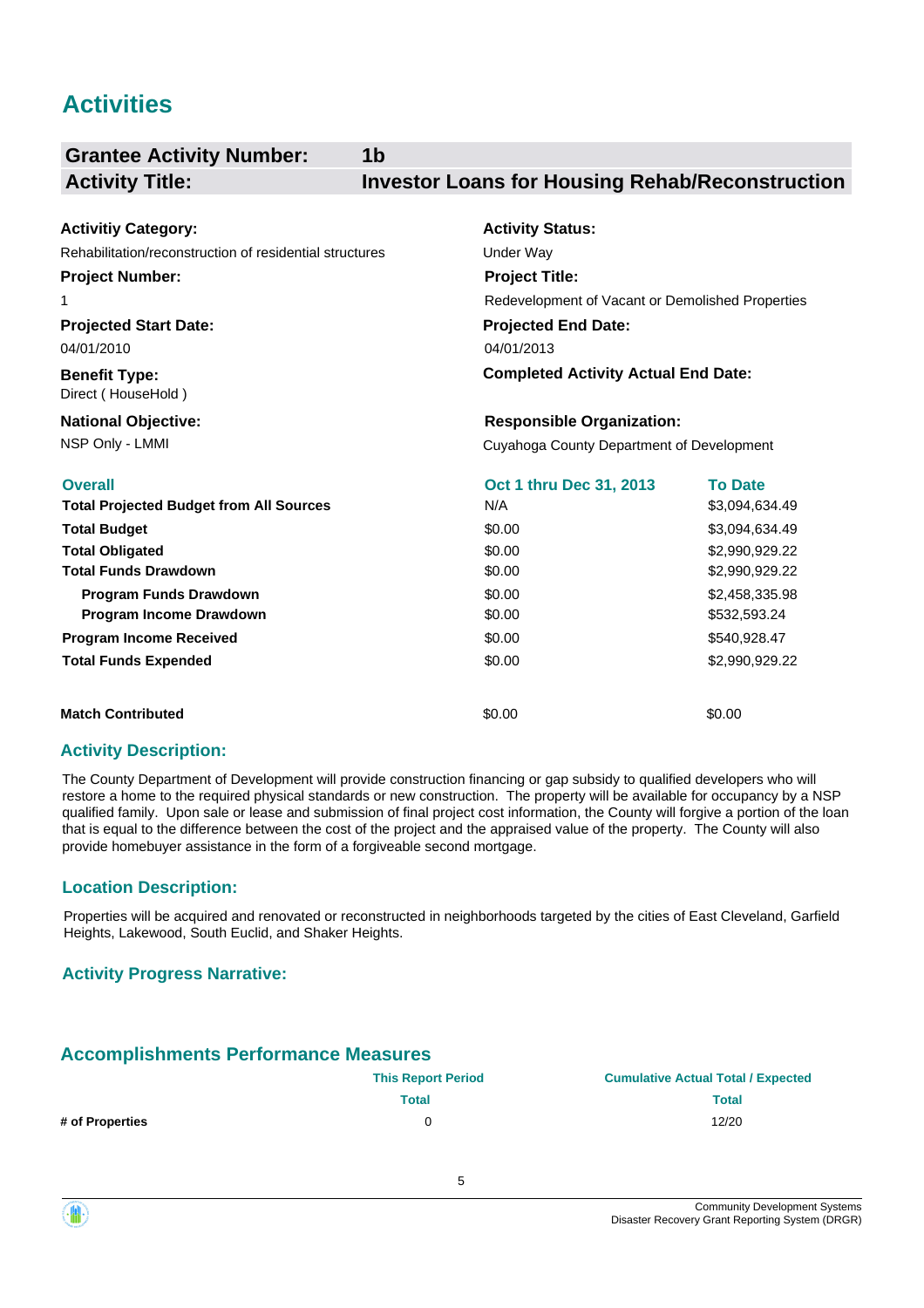# Activities

| **Grantee Activity Number:** | **1b** |
|---|---|
| **Activity Title:** | **Investor Loans for Housing Rehab/Reconstruction** |

**Activitiy Category:**
Rehabilitation/reconstruction of residential structures

**Activity Status:**
Under Way

**Project Number:**
1

**Project Title:**
Redevelopment of Vacant or Demolished Properties

**Projected Start Date:**
04/01/2010

**Projected End Date:**
04/01/2013

**Benefit Type:**
Direct ( HouseHold )

**Completed Activity Actual End Date:**

**National Objective:**
NSP Only - LMMI

**Responsible Organization:**
Cuyahoga County Department of Development

| Overall | Oct 1 thru Dec 31, 2013 | To Date |
|---|---|---|
| **Total Projected Budget from All Sources** | N/A | $3,094,634.49 |
| **Total Budget** | $0.00 | $3,094,634.49 |
| **Total Obligated** | $0.00 | $2,990,929.22 |
| **Total Funds Drawdown** | $0.00 | $2,990,929.22 |
| **Program Funds Drawdown** | $0.00 | $2,458,335.98 |
| **Program Income Drawdown** | $0.00 | $532,593.24 |
| **Program Income Received** | $0.00 | $540,928.47 |
| **Total Funds Expended** | $0.00 | $2,990,929.22 |
| **Match Contributed** | $0.00 | $0.00 |

### Activity Description:

The County Department of Development will provide construction financing or gap subsidy to qualified developers who will restore a home to the required physical standards or new construction. The property will be available for occupancy by a NSP qualified family. Upon sale or lease and submission of final project cost information, the County will forgive a portion of the loan that is equal to the difference between the cost of the project and the appraised value of the property. The County will also provide homebuyer assistance in the form of a forgiveable second mortgage.

### Location Description:

Properties will be acquired and renovated or reconstructed in neighborhoods targeted by the cities of East Cleveland, Garfield Heights, Lakewood, South Euclid, and Shaker Heights.

### Activity Progress Narrative:

## Accomplishments Performance Measures

| | This Report Period | Cumulative Actual Total / Expected |
|---|---|---|
| | Total | Total |
| **# of Properties** | 0 | 12/20 |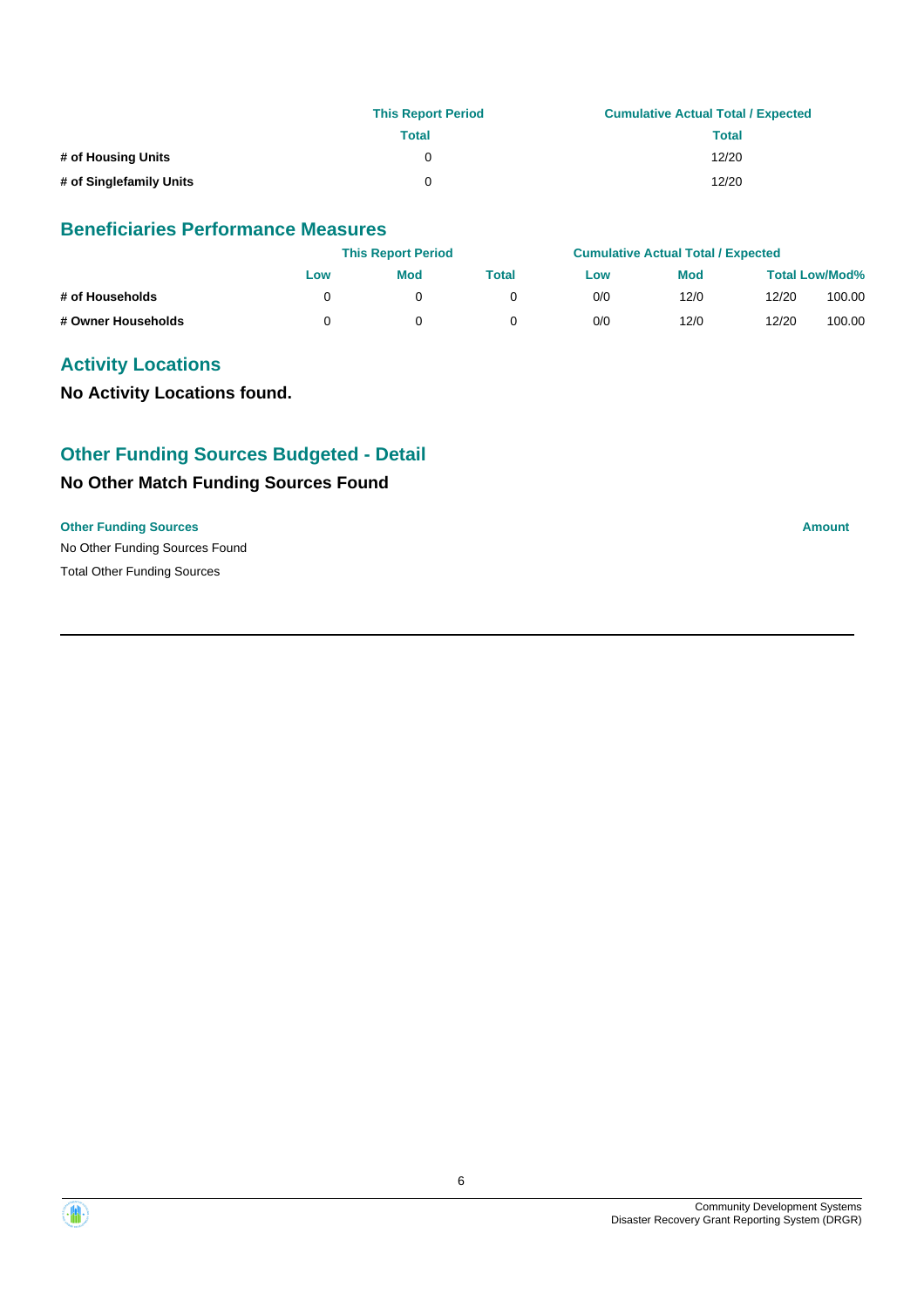| | This Report Period | Cumulative Actual Total / Expected |
|---|---|---|
| | Total | Total |
| # of Housing Units | 0 | 12/20 |
| # of Singlefamily Units | 0 | 12/20 |

## Beneficiaries Performance Measures

| | This Report Period | | | Cumulative Actual Total / Expected | | | |
|---|---|---|---|---|---|---|---|
| | Low | Mod | Total | Low | Mod | Total Low/Mod% | |
| # of Households | 0 | 0 | 0 | 0/0 | 12/0 | 12/20 | 100.00 |
| # Owner Households | 0 | 0 | 0 | 0/0 | 12/0 | 12/20 | 100.00 |

## Activity Locations

**No Activity Locations found.**

## Other Funding Sources Budgeted - Detail

### No Other Match Funding Sources Found

| Other Funding Sources | Amount |
|---|---|
| No Other Funding Sources Found | |
| Total Other Funding Sources | |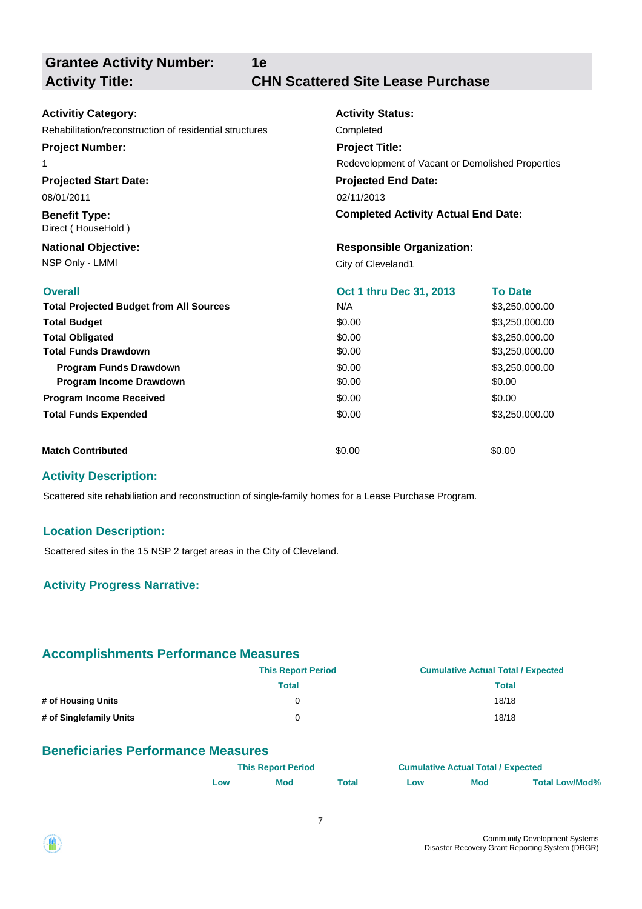| **Grantee Activity Number:** | **1e** |
|---|---|
| **Activity Title:** | **CHN Scattered Site Lease Purchase** |

**Activitiy Category:**
Rehabilitation/reconstruction of residential structures

**Activity Status:**
Completed

**Project Number:**
1

**Project Title:**
Redevelopment of Vacant or Demolished Properties

**Projected Start Date:**
08/01/2011

**Projected End Date:**
02/11/2013

**Benefit Type:**
Direct ( HouseHold )

**Completed Activity Actual End Date:**

**National Objective:**
NSP Only - LMMI

**Responsible Organization:**
City of Cleveland1

| **Overall** | **Oct 1 thru Dec 31, 2013** | **To Date** |
|---|---|---|
| **Total Projected Budget from All Sources** | N/A | $3,250,000.00 |
| **Total Budget** | $0.00 | $3,250,000.00 |
| **Total Obligated** | $0.00 | $3,250,000.00 |
| **Total Funds Drawdown** | $0.00 | $3,250,000.00 |
| **Program Funds Drawdown** | $0.00 | $3,250,000.00 |
| **Program Income Drawdown** | $0.00 | $0.00 |
| **Program Income Received** | $0.00 | $0.00 |
| **Total Funds Expended** | $0.00 | $3,250,000.00 |
| **Match Contributed** | $0.00 | $0.00 |

## Activity Description:

Scattered site rehabiliation and reconstruction of single-family homes for a Lease Purchase Program.

## Location Description:

Scattered sites in the 15 NSP 2 target areas in the City of Cleveland.

## Activity Progress Narrative:

## Accomplishments Performance Measures

| | This Report Period | Cumulative Actual Total / Expected |
|---|---|---|
| | Total | Total |
| **# of Housing Units** | 0 | 18/18 |
| **# of Singlefamily Units** | 0 | 18/18 |

## Beneficiaries Performance Measures

| | This Report Period | | | Cumulative Actual Total / Expected | | |
|---|---|---|---|---|---|---|
| | Low | Mod | Total | Low | Mod | Total Low/Mod% |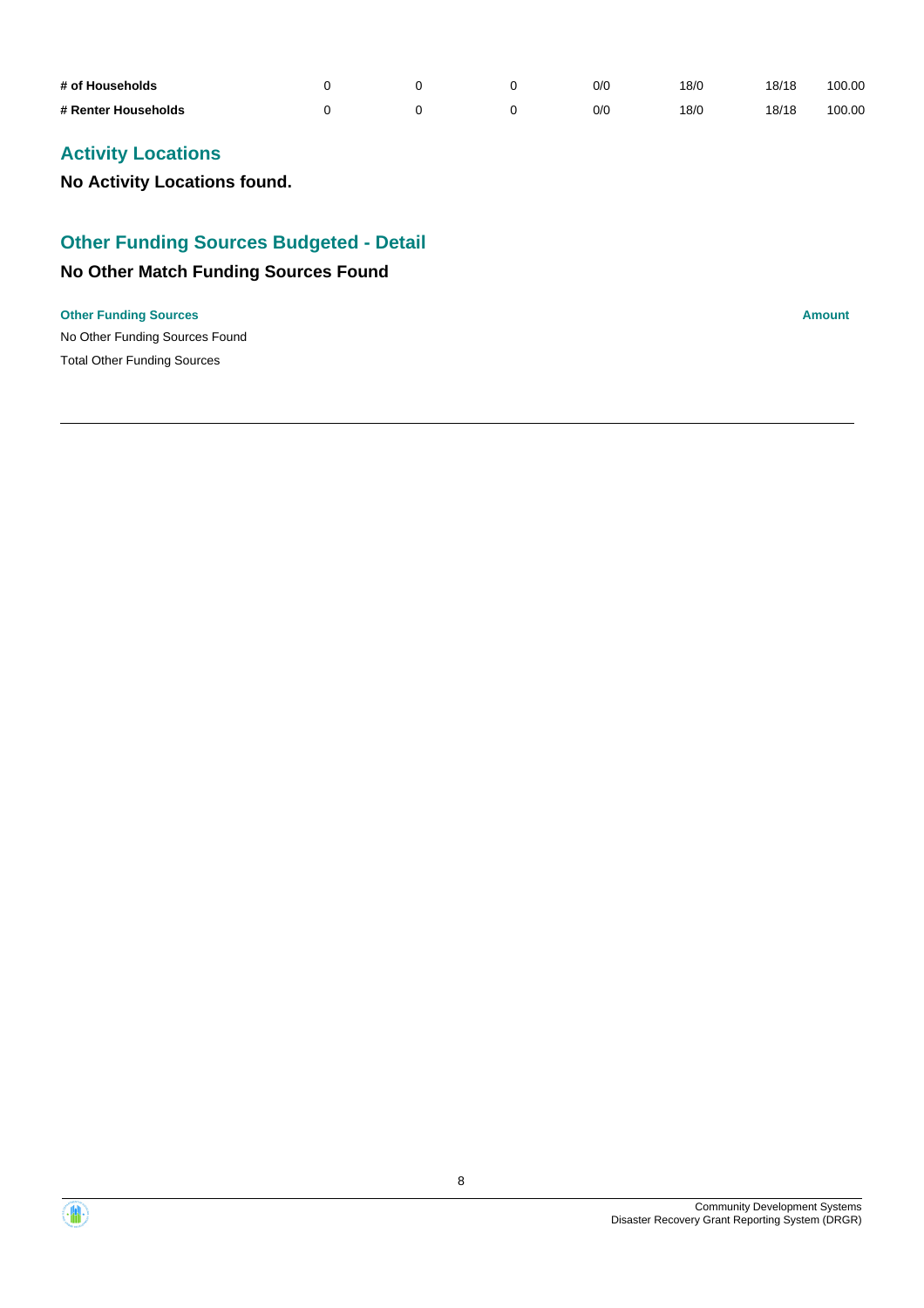| | | | | | | | |
|---|---|---|---|---|---|---|---|
| **# of Households** | 0 | 0 | 0 | 0/0 | 18/0 | 18/18 | 100.00 |
| **# Renter Households** | 0 | 0 | 0 | 0/0 | 18/0 | 18/18 | 100.00 |

## Activity Locations

**No Activity Locations found.**

## Other Funding Sources Budgeted - Detail

### No Other Match Funding Sources Found

| **Other Funding Sources** | **Amount** |
|---|---|
| No Other Funding Sources Found | |
| Total Other Funding Sources | |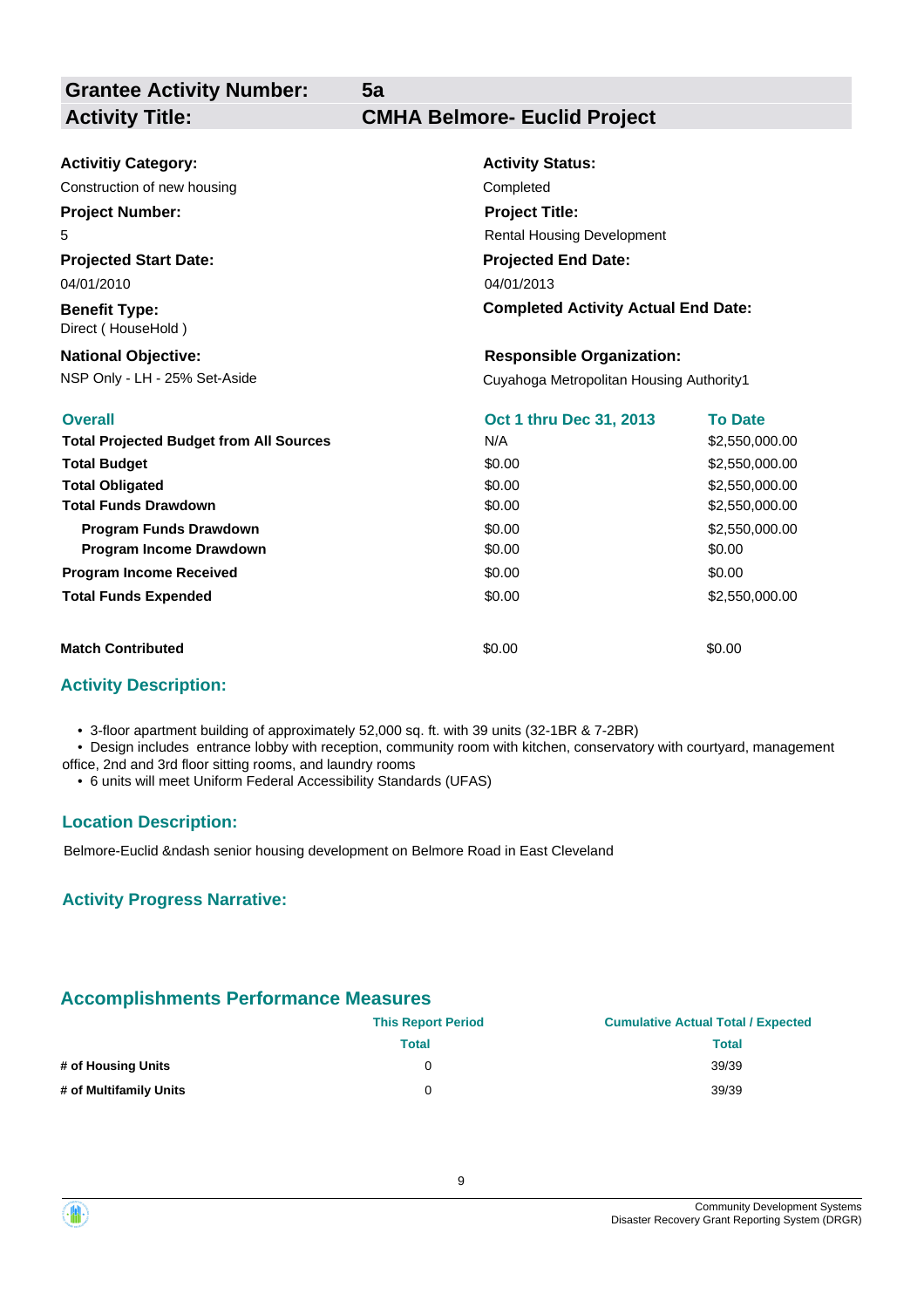| **Grantee Activity Number:** | **5a** |
|---|---|
| **Activity Title:** | **CMHA Belmore- Euclid Project** |

**Activitiy Category:**
Construction of new housing

**Activity Status:**
Completed

**Project Number:**
5

**Project Title:**
Rental Housing Development

**Projected Start Date:**
04/01/2010

**Projected End Date:**
04/01/2013

**Benefit Type:**
Direct ( HouseHold )

**Completed Activity Actual End Date:**

**National Objective:**
NSP Only - LH - 25% Set-Aside

**Responsible Organization:**
Cuyahoga Metropolitan Housing Authority1

| Overall | Oct 1 thru Dec 31, 2013 | To Date |
|---|---|---|
| **Total Projected Budget from All Sources** | N/A | $2,550,000.00 |
| **Total Budget** | $0.00 | $2,550,000.00 |
| **Total Obligated** | $0.00 | $2,550,000.00 |
| **Total Funds Drawdown** | $0.00 | $2,550,000.00 |
| **Program Funds Drawdown** | $0.00 | $2,550,000.00 |
| **Program Income Drawdown** | $0.00 | $0.00 |
| **Program Income Received** | $0.00 | $0.00 |
| **Total Funds Expended** | $0.00 | $2,550,000.00 |
| **Match Contributed** | $0.00 | $0.00 |

## Activity Description:

- 3-floor apartment building of approximately 52,000 sq. ft. with 39 units (32-1BR & 7-2BR)
- Design includes entrance lobby with reception, community room with kitchen, conservatory with courtyard, management office, 2nd and 3rd floor sitting rooms, and laundry rooms
- 6 units will meet Uniform Federal Accessibility Standards (UFAS)

## Location Description:

Belmore-Euclid &ndash senior housing development on Belmore Road in East Cleveland

## Activity Progress Narrative:

## Accomplishments Performance Measures

| | This Report Period | Cumulative Actual Total / Expected |
|---|---|---|
| | Total | Total |
| **# of Housing Units** | 0 | 39/39 |
| **# of Multifamily Units** | 0 | 39/39 |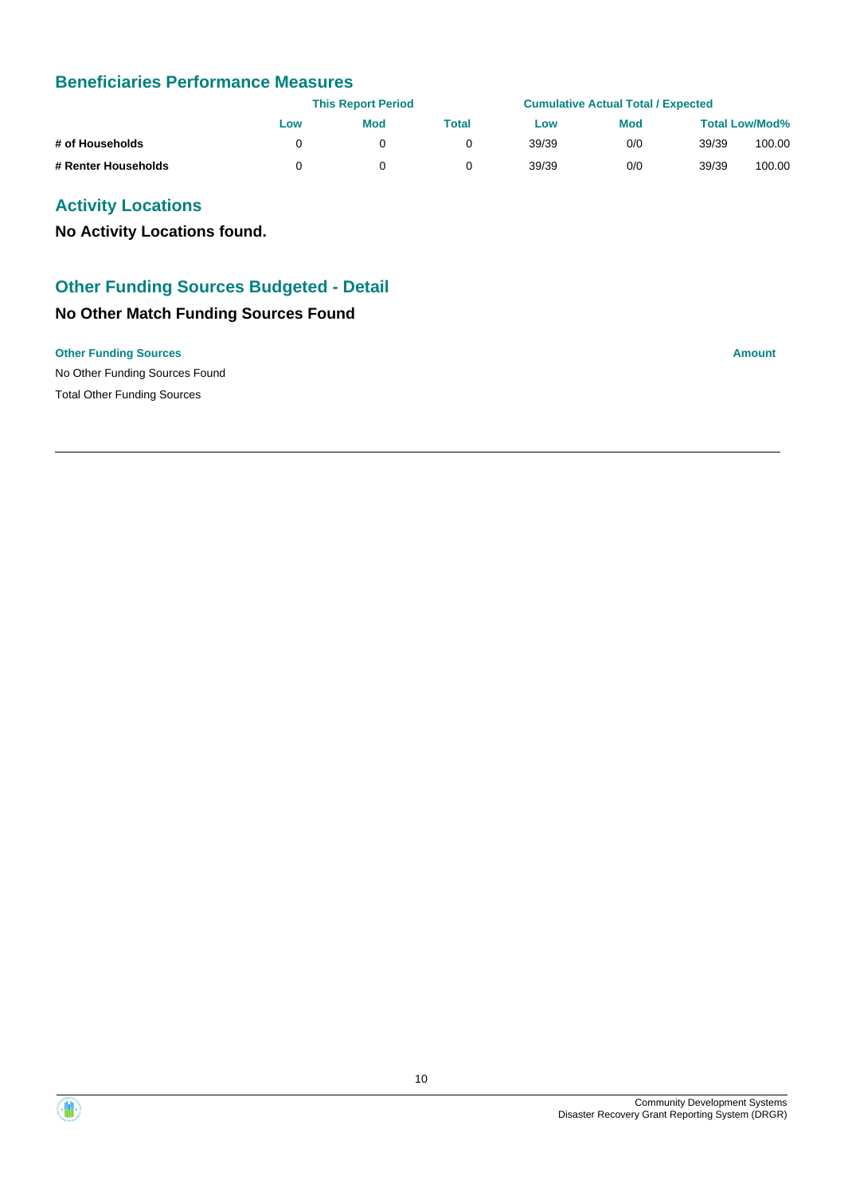## Beneficiaries Performance Measures

| | This Report Period | | | Cumulative Actual Total / Expected | | | |
|---|---|---|---|---|---|---|---|
| | Low | Mod | Total | Low | Mod | Total Low/Mod% | |
| # of Households | 0 | 0 | 0 | 39/39 | 0/0 | 39/39 | 100.00 |
| # Renter Households | 0 | 0 | 0 | 39/39 | 0/0 | 39/39 | 100.00 |

## Activity Locations

**No Activity Locations found.**

## Other Funding Sources Budgeted - Detail

### No Other Match Funding Sources Found

| Other Funding Sources | Amount |
|---|---|
| No Other Funding Sources Found | |
| Total Other Funding Sources | |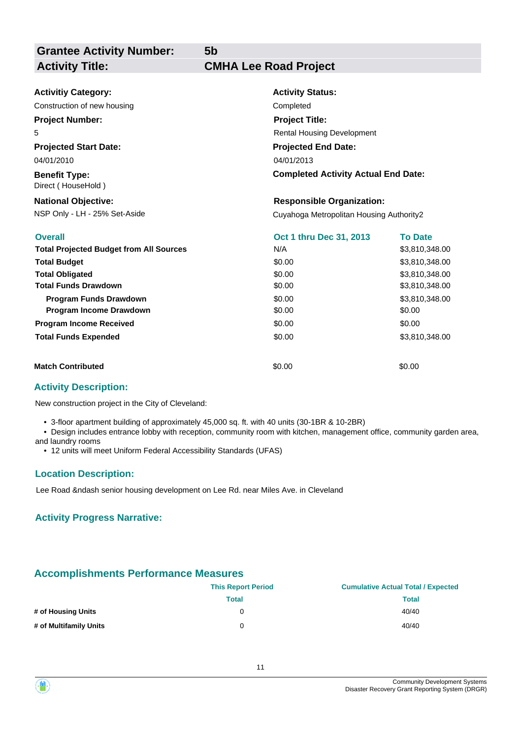| **Grantee Activity Number:** | **5b** |
|---|---|
| **Activity Title:** | **CMHA Lee Road Project** |

**Activitiy Category:**
Construction of new housing

**Activity Status:**
Completed

**Project Number:**
5

**Project Title:**
Rental Housing Development

**Projected Start Date:**
04/01/2010

**Projected End Date:**
04/01/2013

**Benefit Type:**
Direct ( HouseHold )

**Completed Activity Actual End Date:**

**National Objective:**
NSP Only - LH - 25% Set-Aside

**Responsible Organization:**
Cuyahoga Metropolitan Housing Authority2

| Overall | Oct 1 thru Dec 31, 2013 | To Date |
|---|---|---|
| **Total Projected Budget from All Sources** | N/A | $3,810,348.00 |
| **Total Budget** | $0.00 | $3,810,348.00 |
| **Total Obligated** | $0.00 | $3,810,348.00 |
| **Total Funds Drawdown** | $0.00 | $3,810,348.00 |
| **Program Funds Drawdown** | $0.00 | $3,810,348.00 |
| **Program Income Drawdown** | $0.00 | $0.00 |
| **Program Income Received** | $0.00 | $0.00 |
| **Total Funds Expended** | $0.00 | $3,810,348.00 |
| **Match Contributed** | $0.00 | $0.00 |

## Activity Description:

New construction project in the City of Cleveland:

- 3-floor apartment building of approximately 45,000 sq. ft. with 40 units (30-1BR & 10-2BR)
- Design includes entrance lobby with reception, community room with kitchen, management office, community garden area, and laundry rooms
- 12 units will meet Uniform Federal Accessibility Standards (UFAS)

## Location Description:

Lee Road &ndash senior housing development on Lee Rd. near Miles Ave. in Cleveland

## Activity Progress Narrative:

## Accomplishments Performance Measures

| | This Report Period | Cumulative Actual Total / Expected |
|---|---|---|
| | Total | Total |
| **# of Housing Units** | 0 | 40/40 |
| **# of Multifamily Units** | 0 | 40/40 |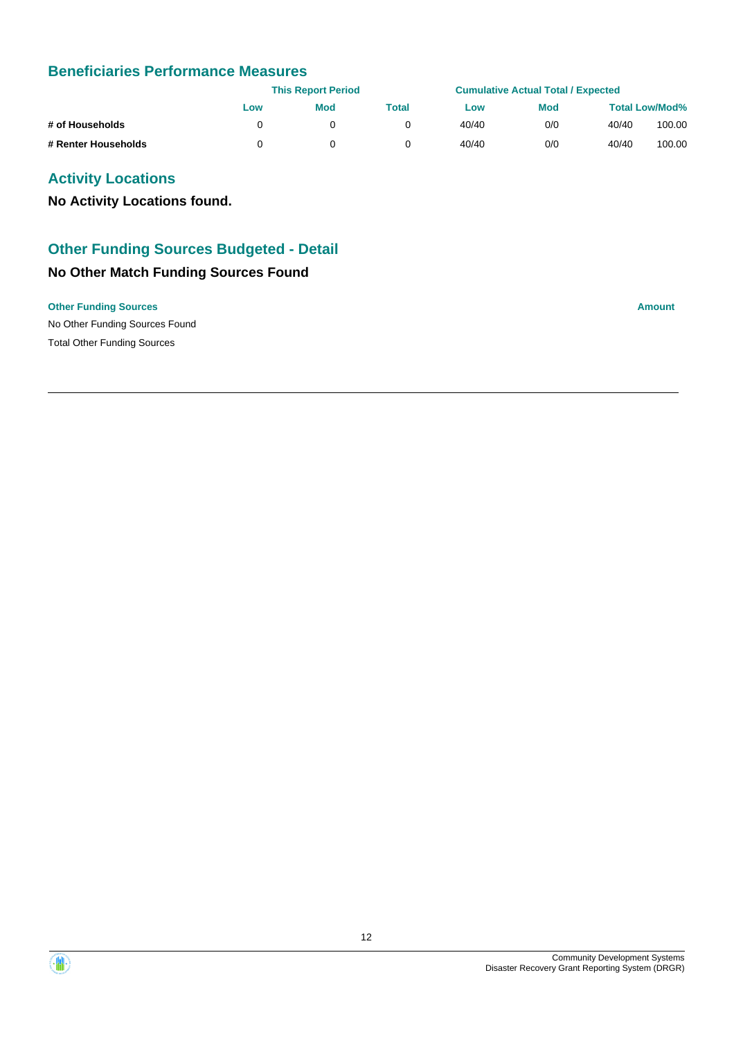## Beneficiaries Performance Measures

| | This Report Period | | | Cumulative Actual Total / Expected | | | |
|---|---|---|---|---|---|---|---|
| | Low | Mod | Total | Low | Mod | Total Low/Mod% | |
| # of Households | 0 | 0 | 0 | 40/40 | 0/0 | 40/40 | 100.00 |
| # Renter Households | 0 | 0 | 0 | 40/40 | 0/0 | 40/40 | 100.00 |

## Activity Locations

**No Activity Locations found.**

## Other Funding Sources Budgeted - Detail

### No Other Match Funding Sources Found

| Other Funding Sources | Amount |
|---|---|
| No Other Funding Sources Found | |
| Total Other Funding Sources | |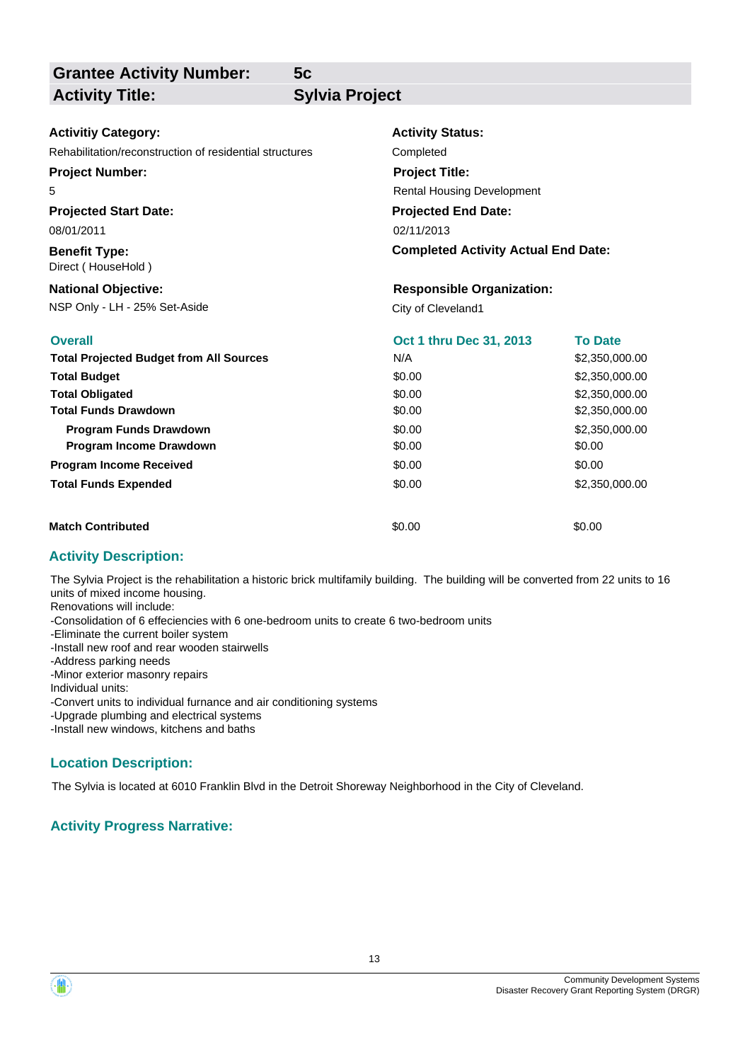| **Grantee Activity Number:** | **5c** |
|---|---|
| **Activity Title:** | **Sylvia Project** |

**Activitiy Category:**
Rehabilitation/reconstruction of residential structures

**Activity Status:**
Completed

**Project Number:**
5

**Project Title:**
Rental Housing Development

**Projected Start Date:**
08/01/2011

**Projected End Date:**
02/11/2013

**Benefit Type:**
Direct ( HouseHold )

**Completed Activity Actual End Date:**

**National Objective:**
NSP Only - LH - 25% Set-Aside

**Responsible Organization:**
City of Cleveland1

| **Overall** | **Oct 1 thru Dec 31, 2013** | **To Date** |
|---|---|---|
| **Total Projected Budget from All Sources** | N/A | $2,350,000.00 |
| **Total Budget** | $0.00 | $2,350,000.00 |
| **Total Obligated** | $0.00 | $2,350,000.00 |
| **Total Funds Drawdown** | $0.00 | $2,350,000.00 |
| **Program Funds Drawdown** | $0.00 | $2,350,000.00 |
| **Program Income Drawdown** | $0.00 | $0.00 |
| **Program Income Received** | $0.00 | $0.00 |
| **Total Funds Expended** | $0.00 | $2,350,000.00 |
| **Match Contributed** | $0.00 | $0.00 |

## Activity Description:

The Sylvia Project is the rehabilitation a historic brick multifamily building. The building will be converted from 22 units to 16 units of mixed income housing.
Renovations will include:
-Consolidation of 6 effeciencies with 6 one-bedroom units to create 6 two-bedroom units
-Eliminate the current boiler system
-Install new roof and rear wooden stairwells
-Address parking needs
-Minor exterior masonry repairs
Individual units:
-Convert units to individual furnance and air conditioning systems
-Upgrade plumbing and electrical systems
-Install new windows, kitchens and baths

## Location Description:

The Sylvia is located at 6010 Franklin Blvd in the Detroit Shoreway Neighborhood in the City of Cleveland.

## Activity Progress Narrative: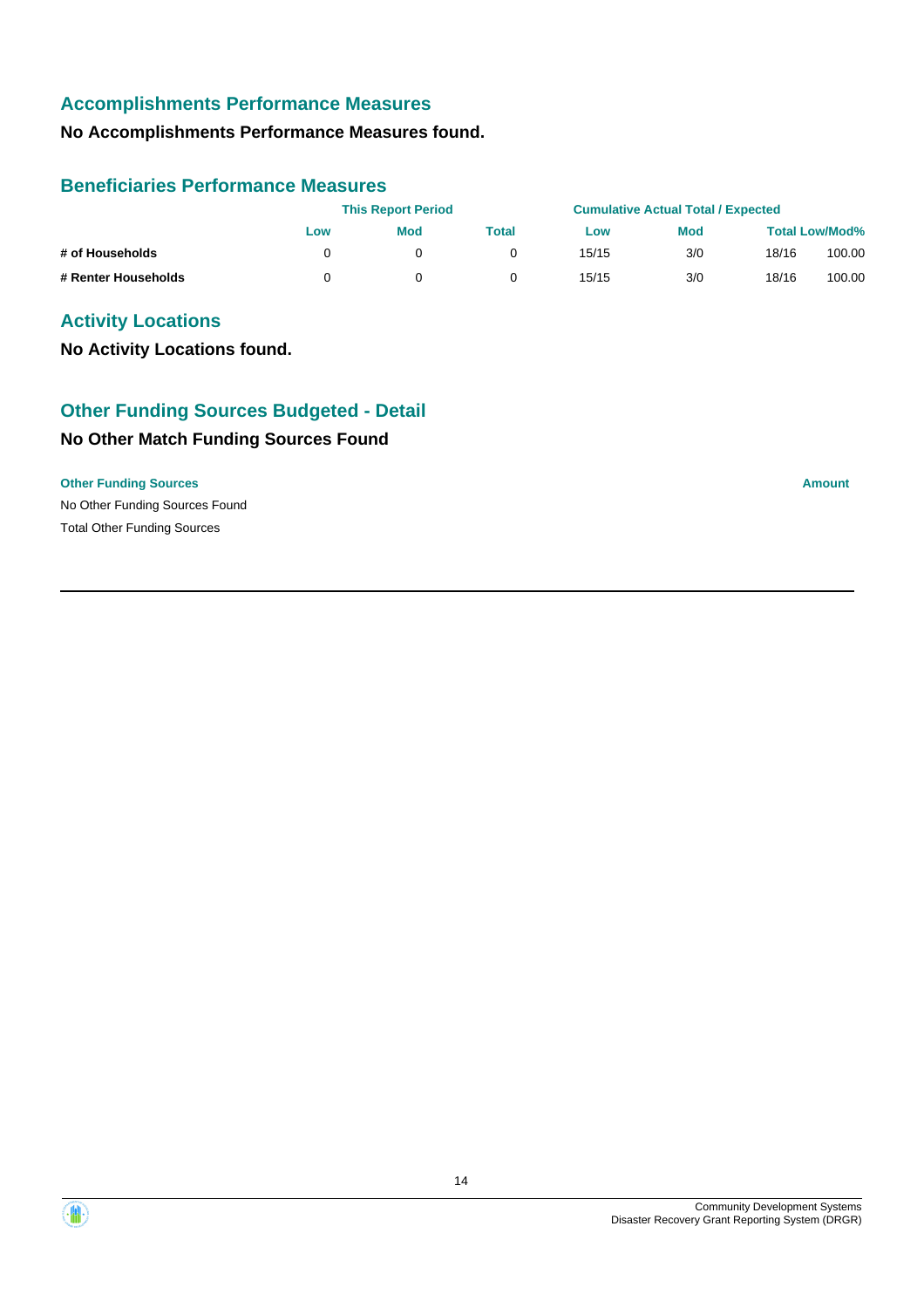## Accomplishments Performance Measures

**No Accomplishments Performance Measures found.**

## Beneficiaries Performance Measures

| | This Report Period | | | Cumulative Actual Total / Expected | | | |
|---|---|---|---|---|---|---|---|
| | Low | Mod | Total | Low | Mod | Total Low/Mod% | |
| **# of Households** | 0 | 0 | 0 | 15/15 | 3/0 | 18/16 | 100.00 |
| **# Renter Households** | 0 | 0 | 0 | 15/15 | 3/0 | 18/16 | 100.00 |

## Activity Locations

**No Activity Locations found.**

## Other Funding Sources Budgeted - Detail

### No Other Match Funding Sources Found

| Other Funding Sources | Amount |
|---|---|
| No Other Funding Sources Found | |
| Total Other Funding Sources | |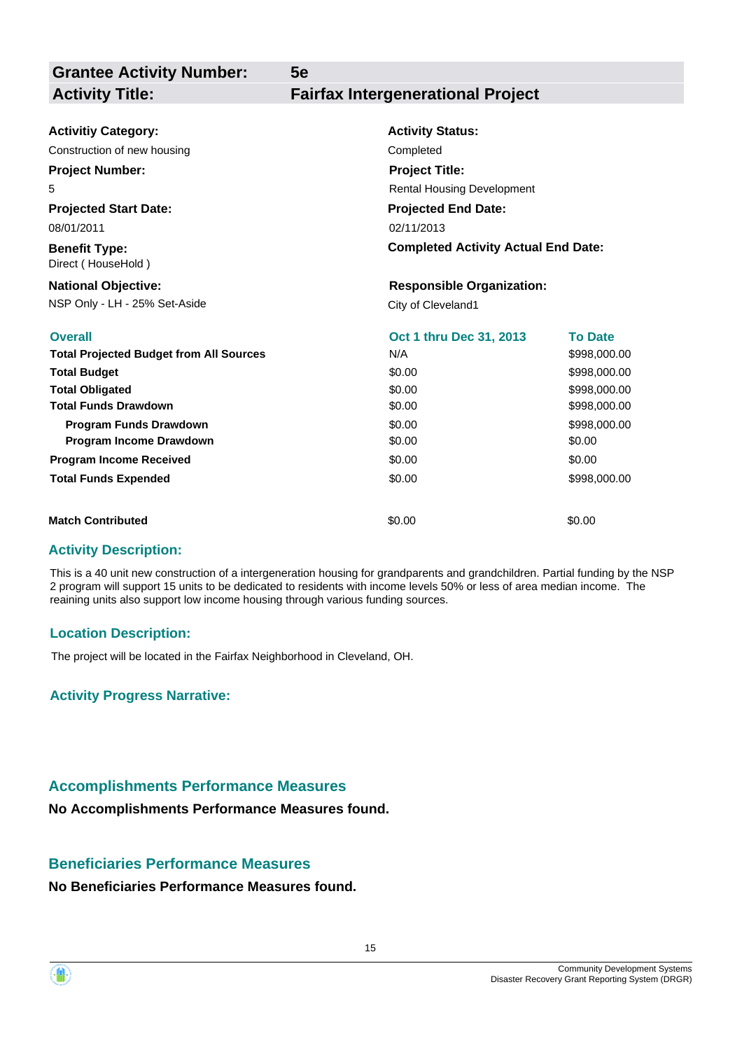| **Grantee Activity Number:** | **5e** |
| --- | --- |
| **Activity Title:** | **Fairfax Intergenerational Project** |

**Activitiy Category:**
Construction of new housing

**Activity Status:**
Completed

**Project Number:**
5

**Project Title:**
Rental Housing Development

**Projected Start Date:**
08/01/2011

**Projected End Date:**
02/11/2013

**Benefit Type:**
Direct ( HouseHold )

**Completed Activity Actual End Date:**

**National Objective:**
NSP Only - LH - 25% Set-Aside

**Responsible Organization:**
City of Cleveland1

| **Overall** | **Oct 1 thru Dec 31, 2013** | **To Date** |
| --- | --- | --- |
| **Total Projected Budget from All Sources** | N/A | $998,000.00 |
| **Total Budget** | $0.00 | $998,000.00 |
| **Total Obligated** | $0.00 | $998,000.00 |
| **Total Funds Drawdown** | $0.00 | $998,000.00 |
| **Program Funds Drawdown** | $0.00 | $998,000.00 |
| **Program Income Drawdown** | $0.00 | $0.00 |
| **Program Income Received** | $0.00 | $0.00 |
| **Total Funds Expended** | $0.00 | $998,000.00 |
| **Match Contributed** | $0.00 | $0.00 |

### Activity Description:

This is a 40 unit new construction of a intergeneration housing for grandparents and grandchildren. Partial funding by the NSP 2 program will support 15 units to be dedicated to residents with income levels 50% or less of area median income. The reaining units also support low income housing through various funding sources.

### Location Description:

The project will be located in the Fairfax Neighborhood in Cleveland, OH.

### Activity Progress Narrative:

### Accomplishments Performance Measures

**No Accomplishments Performance Measures found.**

### Beneficiaries Performance Measures

**No Beneficiaries Performance Measures found.**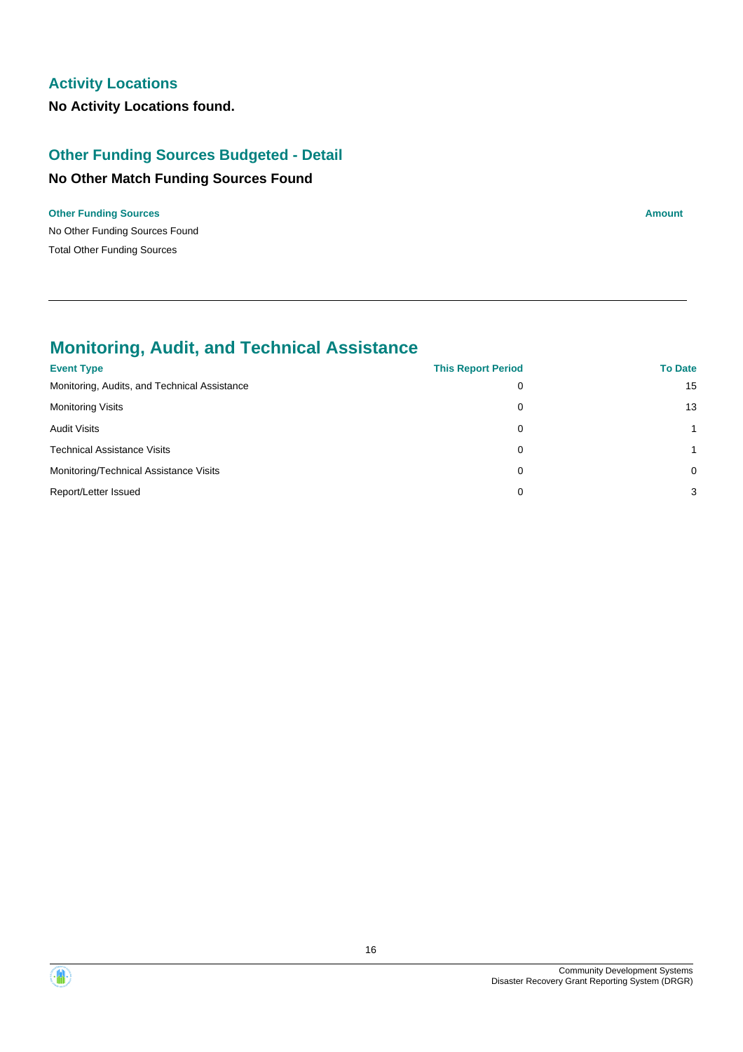## Activity Locations

**No Activity Locations found.**

## Other Funding Sources Budgeted - Detail

### No Other Match Funding Sources Found

| Other Funding Sources | Amount |
| --- | --- |
| No Other Funding Sources Found | |
| Total Other Funding Sources | |

---

# Monitoring, Audit, and Technical Assistance

| Event Type | This Report Period | To Date |
| --- | --- | --- |
| Monitoring, Audits, and Technical Assistance | 0 | 15 |
| Monitoring Visits | 0 | 13 |
| Audit Visits | 0 | 1 |
| Technical Assistance Visits | 0 | 1 |
| Monitoring/Technical Assistance Visits | 0 | 0 |
| Report/Letter Issued | 0 | 3 |